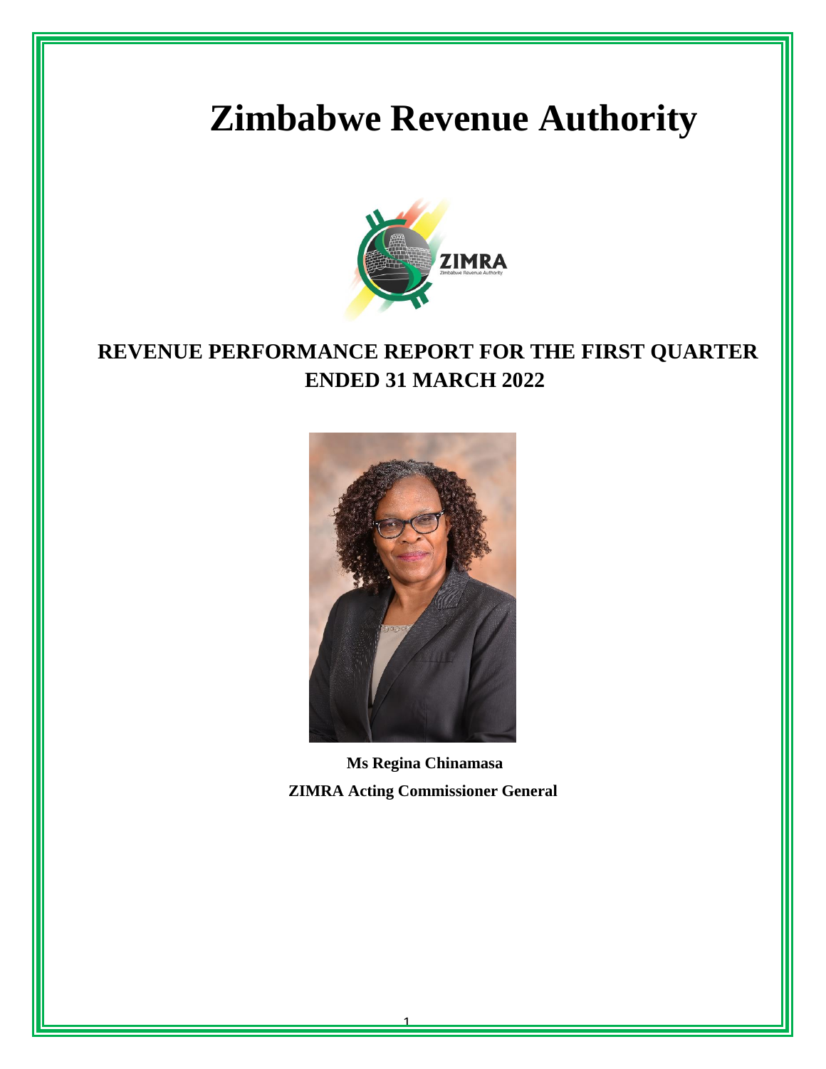# Zimbabwe Revenue Authority

## REVENUE PERFORMANCE REPORT FOR THE FIRST QUARTER ENDED 31 MARCH 2022

**Ms Regina Chinamasa**

**ZIMRA Acting Commissioner General**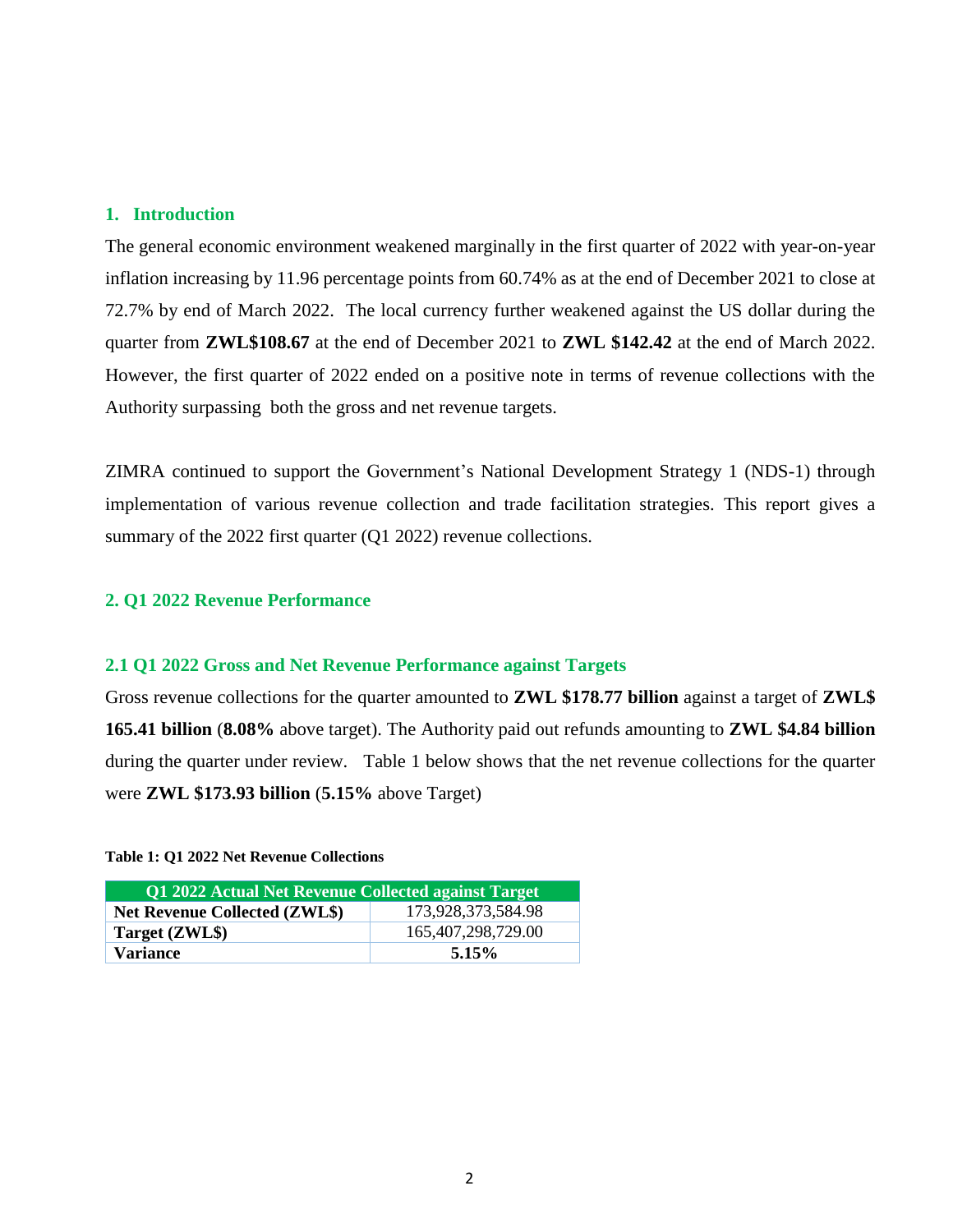## 1. Introduction

The general economic environment weakened marginally in the first quarter of 2022 with year-on-year inflation increasing by 11.96 percentage points from 60.74% as at the end of December 2021 to close at 72.7% by end of March 2022. The local currency further weakened against the US dollar during the quarter from **ZWL$108.67** at the end of December 2021 to **ZWL $142.42** at the end of March 2022. However, the first quarter of 2022 ended on a positive note in terms of revenue collections with the Authority surpassing both the gross and net revenue targets.

ZIMRA continued to support the Government's National Development Strategy 1 (NDS-1) through implementation of various revenue collection and trade facilitation strategies. This report gives a summary of the 2022 first quarter (Q1 2022) revenue collections.

## 2. Q1 2022 Revenue Performance

### 2.1 Q1 2022 Gross and Net Revenue Performance against Targets

Gross revenue collections for the quarter amounted to **ZWL $178.77 billion** against a target of **ZWL$ 165.41 billion** (**8.08%** above target). The Authority paid out refunds amounting to **ZWL $4.84 billion** during the quarter under review. Table 1 below shows that the net revenue collections for the quarter were **ZWL $173.93 billion** (**5.15%** above Target)

**Table 1: Q1 2022 Net Revenue Collections**

| Q1 2022 Actual Net Revenue Collected against Target | |
|---|---|
| **Net Revenue Collected (ZWL$)** | 173,928,373,584.98 |
| **Target (ZWL$)** | 165,407,298,729.00 |
| **Variance** | **5.15%** |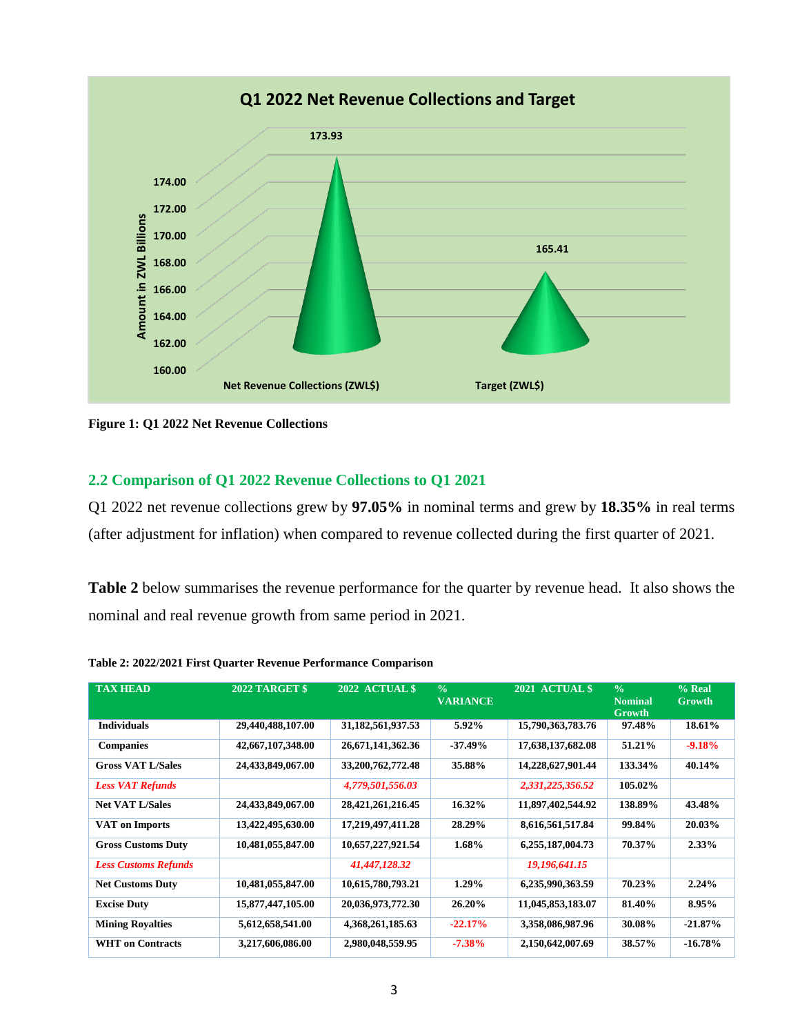Figure 1: Q1 2022 Net Revenue Collections

## 2.2 Comparison of Q1 2022 Revenue Collections to Q1 2021

Q1 2022 net revenue collections grew by **97.05%** in nominal terms and grew by **18.35%** in real terms (after adjustment for inflation) when compared to revenue collected during the first quarter of 2021.

**Table 2** below summarises the revenue performance for the quarter by revenue head. It also shows the nominal and real revenue growth from same period in 2021.

**Table 2: 2022/2021 First Quarter Revenue Performance Comparison**

| TAX HEAD | 2022 TARGET $ | 2022 ACTUAL $ | % VARIANCE | 2021 ACTUAL $ | % Nominal Growth | % Real Growth |
|---|---|---|---|---|---|---|
| Individuals | 29,440,488,107.00 | 31,182,561,937.53 | 5.92% | 15,790,363,783.76 | 97.48% | 18.61% |
| Companies | 42,667,107,348.00 | 26,671,141,362.36 | -37.49% | 17,638,137,682.08 | 51.21% | -9.18% |
| Gross VAT L/Sales | 24,433,849,067.00 | 33,200,762,772.48 | 35.88% | 14,228,627,901.44 | 133.34% | 40.14% |
| *Less VAT Refunds* | | *4,779,501,556.03* | | *2,331,225,356.52* | 105.02% | |
| Net VAT L/Sales | 24,433,849,067.00 | 28,421,261,216.45 | 16.32% | 11,897,402,544.92 | 138.89% | 43.48% |
| VAT on Imports | 13,422,495,630.00 | 17,219,497,411.28 | 28.29% | 8,616,561,517.84 | 99.84% | 20.03% |
| Gross Customs Duty | 10,481,055,847.00 | 10,657,227,921.54 | 1.68% | 6,255,187,004.73 | 70.37% | 2.33% |
| *Less Customs Refunds* | | *41,447,128.32* | | *19,196,641.15* | | |
| Net Customs Duty | 10,481,055,847.00 | 10,615,780,793.21 | 1.29% | 6,235,990,363.59 | 70.23% | 2.24% |
| Excise Duty | 15,877,447,105.00 | 20,036,973,772.30 | 26.20% | 11,045,853,183.07 | 81.40% | 8.95% |
| Mining Royalties | 5,612,658,541.00 | 4,368,261,185.63 | -22.17% | 3,358,086,987.96 | 30.08% | -21.87% |
| WHT on Contracts | 3,217,606,086.00 | 2,980,048,559.95 | -7.38% | 2,150,642,007.69 | 38.57% | -16.78% |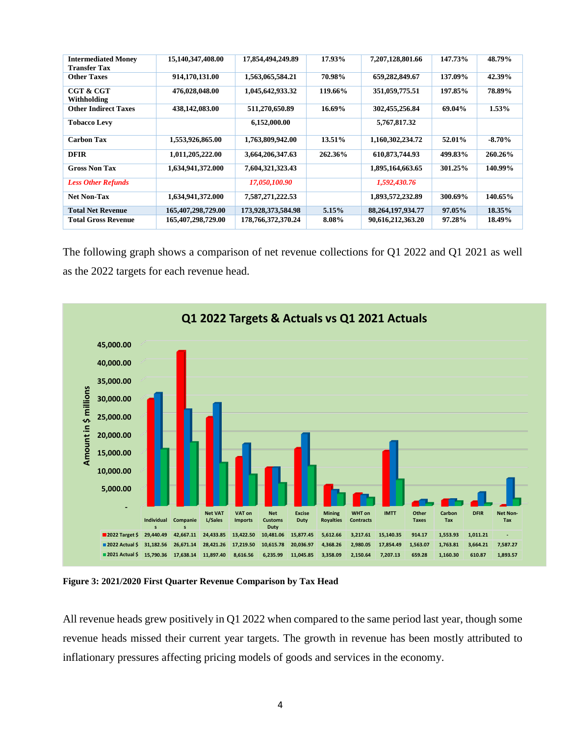| | | | | | | |
|---|---|---|---|---|---|---|
| **Intermediated Money Transfer Tax** | **15,140,347,408.00** | **17,854,494,249.89** | **17.93%** | **7,207,128,801.66** | **147.73%** | **48.79%** |
| **Other Taxes** | **914,170,131.00** | **1,563,065,584.21** | **70.98%** | **659,282,849.67** | **137.09%** | **42.39%** |
| **CGT & CGT Withholding** | **476,028,048.00** | **1,045,642,933.32** | **119.66%** | **351,059,775.51** | **197.85%** | **78.89%** |
| **Other Indirect Taxes** | **438,142,083.00** | **511,270,650.89** | **16.69%** | **302,455,256.84** | **69.04%** | **1.53%** |
| **Tobacco Levy** | | **6,152,000.00** | | **5,767,817.32** | | |
| **Carbon Tax** | **1,553,926,865.00** | **1,763,809,942.00** | **13.51%** | **1,160,302,234.72** | **52.01%** | **-8.70%** |
| **DFIR** | **1,011,205,222.00** | **3,664,206,347.63** | **262.36%** | **610,873,744.93** | **499.83%** | **260.26%** |
| **Gross Non Tax** | **1,634,941,372.000** | **7,604,321,323.43** | | **1,895,164,663.65** | **301.25%** | **140.99%** |
| ***Less Other Refunds*** | | ***17,050,100.90*** | | ***1,592,430.76*** | | |
| **Net Non-Tax** | **1,634,941,372.000** | **7,587,271,222.53** | | **1,893,572,232.89** | **300.69%** | **140.65%** |
| **Total Net Revenue** | **165,407,298,729.00** | **173,928,373,584.98** | **5.15%** | **88,264,197,934.77** | **97.05%** | **18.35%** |
| **Total Gross Revenue** | **165,407,298,729.00** | **178,766,372,370.24** | **8.08%** | **90,616,212,363.20** | **97.28%** | **18.49%** |

The following graph shows a comparison of net revenue collections for Q1 2022 and Q1 2021 as well as the 2022 targets for each revenue head.

**Q1 2022 Targets & Actuals vs Q1 2021 Actuals**

Amount in $ millions

| | Individuals | Companies | Net VAT L/Sales | VAT on Imports | Net Customs Duty | Excise Duty | Mining Royalties | WHT on Contracts | IMTT | Other Taxes | Carbon Tax | DFIR | Net Non-Tax |
|---|---|---|---|---|---|---|---|---|---|---|---|---|---|
| 2022 Target $ | 29,440.49 | 42,667.11 | 24,433.85 | 13,422.50 | 10,481.06 | 15,877.45 | 5,612.66 | 3,217.61 | 15,140.35 | 914.17 | 1,553.93 | 1,011.21 | - |
| 2022 Actual $ | 31,182.56 | 26,671.14 | 28,421.26 | 17,219.50 | 10,615.78 | 20,036.97 | 4,368.26 | 2,980.05 | 17,854.49 | 1,563.07 | 1,763.81 | 3,664.21 | 7,587.27 |
| 2021 Actual $ | 15,790.36 | 17,638.14 | 11,897.40 | 8,616.56 | 6,235.99 | 11,045.85 | 3,358.09 | 2,150.64 | 7,207.13 | 659.28 | 1,160.30 | 610.87 | 1,893.57 |

**Figure 3: 2021/2020 First Quarter Revenue Comparison by Tax Head**

All revenue heads grew positively in Q1 2022 when compared to the same period last year, though some revenue heads missed their current year targets. The growth in revenue has been mostly attributed to inflationary pressures affecting pricing models of goods and services in the economy.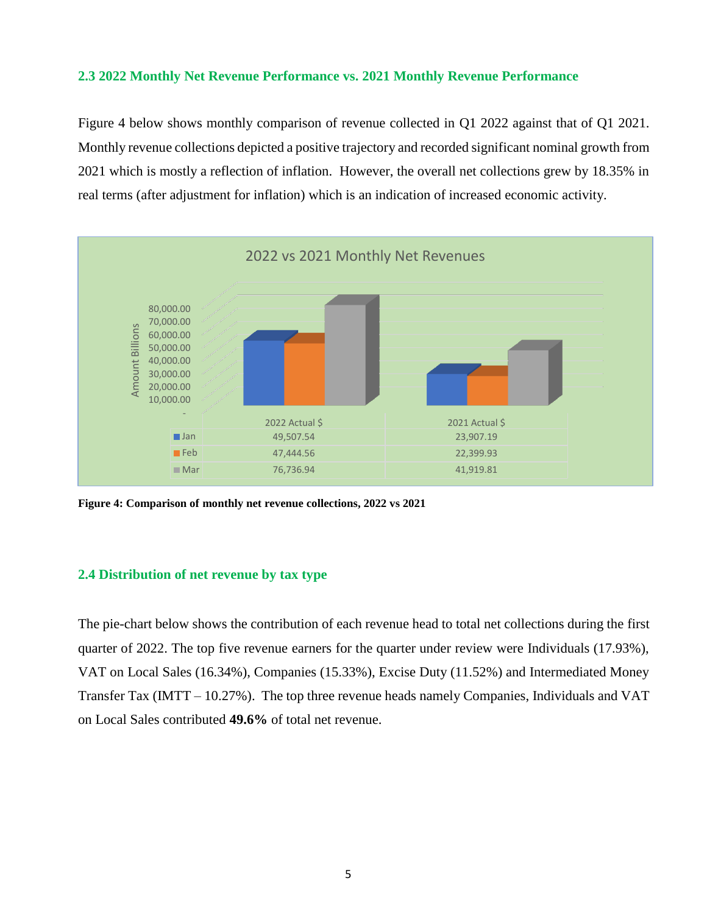### 2.3 2022 Monthly Net Revenue Performance vs. 2021 Monthly Revenue Performance

Figure 4 below shows monthly comparison of revenue collected in Q1 2022 against that of Q1 2021. Monthly revenue collections depicted a positive trajectory and recorded significant nominal growth from 2021 which is mostly a reflection of inflation. However, the overall net collections grew by 18.35% in real terms (after adjustment for inflation) which is an indication of increased economic activity.

**2022 vs 2021 Monthly Net Revenues**

| | 2022 Actual $ | 2021 Actual $ |
|---|---|---|
| Jan | 49,507.54 | 23,907.19 |
| Feb | 47,444.56 | 22,399.93 |
| Mar | 76,736.94 | 41,919.81 |

**Figure 4: Comparison of monthly net revenue collections, 2022 vs 2021**

### 2.4 Distribution of net revenue by tax type

The pie-chart below shows the contribution of each revenue head to total net collections during the first quarter of 2022. The top five revenue earners for the quarter under review were Individuals (17.93%), VAT on Local Sales (16.34%), Companies (15.33%), Excise Duty (11.52%) and Intermediated Money Transfer Tax (IMTT – 10.27%). The top three revenue heads namely Companies, Individuals and VAT on Local Sales contributed **49.6%** of total net revenue.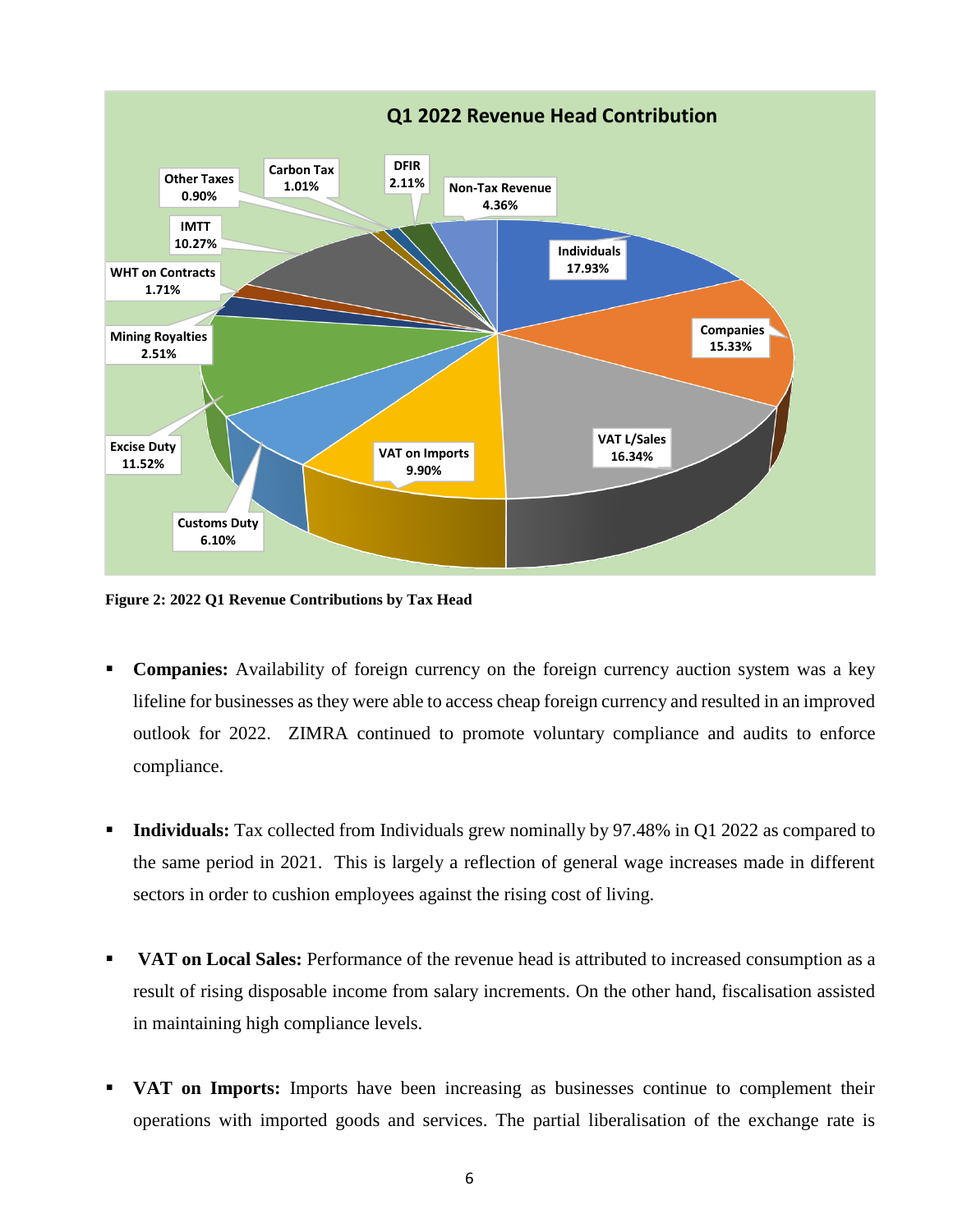Q1 2022 Revenue Head Contribution

| Revenue Head | Contribution |
|---|---|
| Individuals | 17.93% |
| Companies | 15.33% |
| VAT L/Sales | 16.34% |
| VAT on Imports | 9.90% |
| Customs Duty | 6.10% |
| Excise Duty | 11.52% |
| Mining Royalties | 2.51% |
| WHT on Contracts | 1.71% |
| IMTT | 10.27% |
| Other Taxes | 0.90% |
| Carbon Tax | 1.01% |
| DFIR | 2.11% |
| Non-Tax Revenue | 4.36% |

**Figure 2: 2022 Q1 Revenue Contributions by Tax Head**

- **Companies:** Availability of foreign currency on the foreign currency auction system was a key lifeline for businesses as they were able to access cheap foreign currency and resulted in an improved outlook for 2022. ZIMRA continued to promote voluntary compliance and audits to enforce compliance.

- **Individuals:** Tax collected from Individuals grew nominally by 97.48% in Q1 2022 as compared to the same period in 2021. This is largely a reflection of general wage increases made in different sectors in order to cushion employees against the rising cost of living.

- **VAT on Local Sales:** Performance of the revenue head is attributed to increased consumption as a result of rising disposable income from salary increments. On the other hand, fiscalisation assisted in maintaining high compliance levels.

- **VAT on Imports:** Imports have been increasing as businesses continue to complement their operations with imported goods and services. The partial liberalisation of the exchange rate is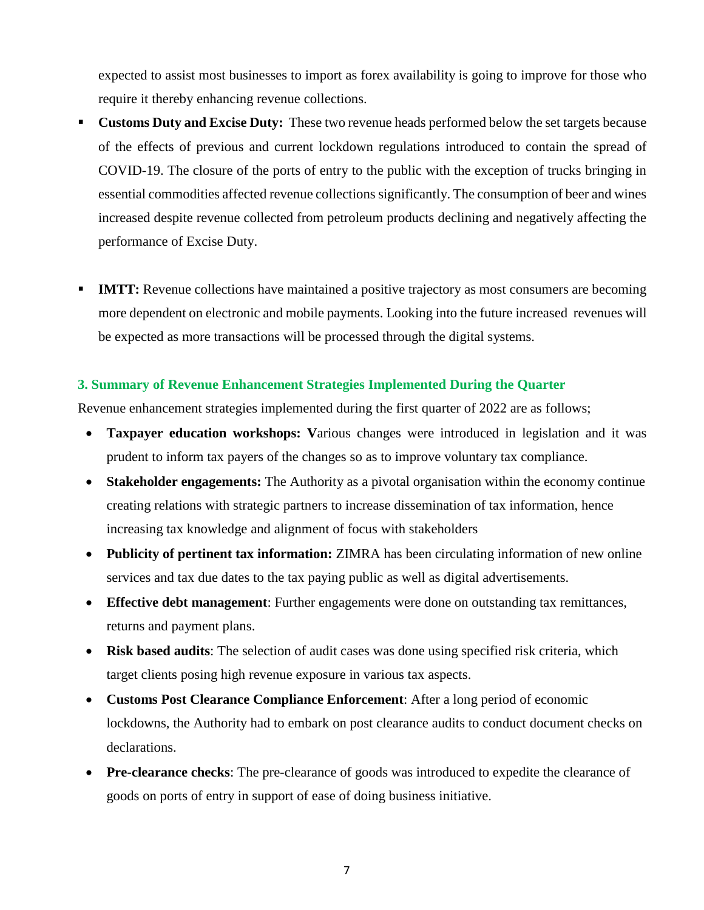expected to assist most businesses to import as forex availability is going to improve for those who require it thereby enhancing revenue collections.

- **Customs Duty and Excise Duty:** These two revenue heads performed below the set targets because of the effects of previous and current lockdown regulations introduced to contain the spread of COVID-19. The closure of the ports of entry to the public with the exception of trucks bringing in essential commodities affected revenue collections significantly. The consumption of beer and wines increased despite revenue collected from petroleum products declining and negatively affecting the performance of Excise Duty.

- **IMTT:** Revenue collections have maintained a positive trajectory as most consumers are becoming more dependent on electronic and mobile payments. Looking into the future increased revenues will be expected as more transactions will be processed through the digital systems.

### 3. Summary of Revenue Enhancement Strategies Implemented During the Quarter

Revenue enhancement strategies implemented during the first quarter of 2022 are as follows;

- **Taxpayer education workshops: V**arious changes were introduced in legislation and it was prudent to inform tax payers of the changes so as to improve voluntary tax compliance.
- **Stakeholder engagements:** The Authority as a pivotal organisation within the economy continue creating relations with strategic partners to increase dissemination of tax information, hence increasing tax knowledge and alignment of focus with stakeholders
- **Publicity of pertinent tax information:** ZIMRA has been circulating information of new online services and tax due dates to the tax paying public as well as digital advertisements.
- **Effective debt management**: Further engagements were done on outstanding tax remittances, returns and payment plans.
- **Risk based audits**: The selection of audit cases was done using specified risk criteria, which target clients posing high revenue exposure in various tax aspects.
- **Customs Post Clearance Compliance Enforcement**: After a long period of economic lockdowns, the Authority had to embark on post clearance audits to conduct document checks on declarations.
- **Pre-clearance checks**: The pre-clearance of goods was introduced to expedite the clearance of goods on ports of entry in support of ease of doing business initiative.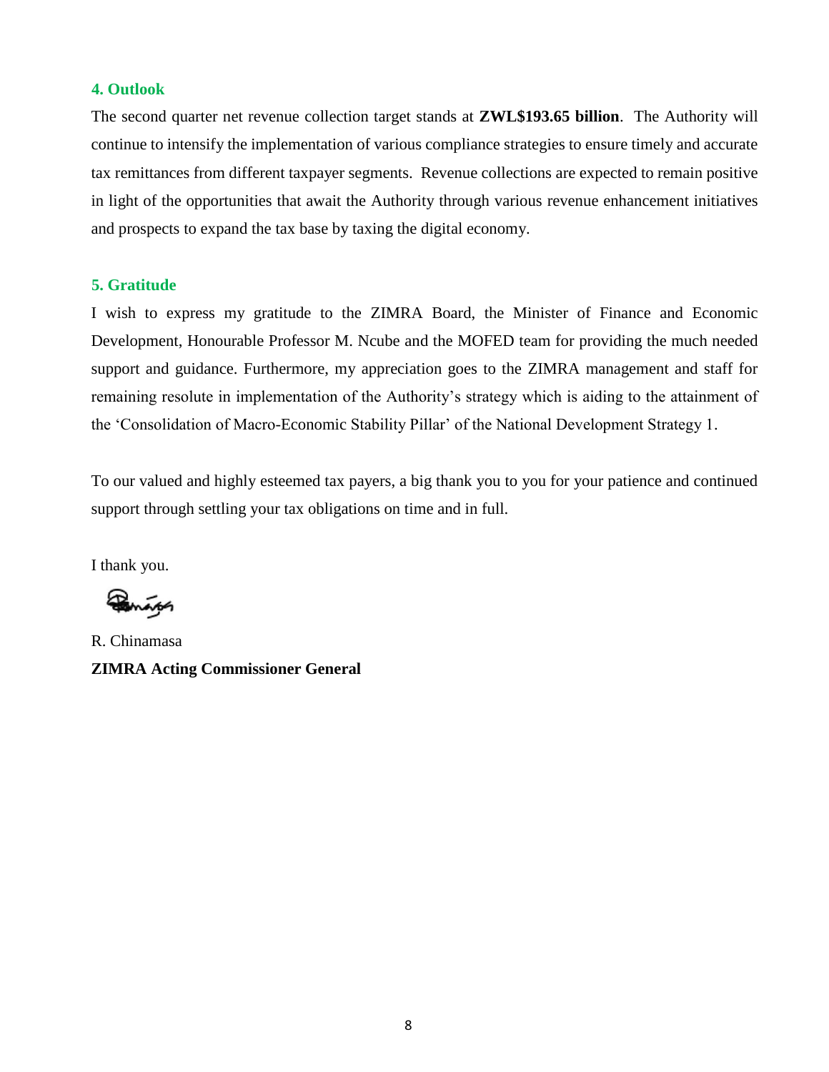## 4. Outlook

The second quarter net revenue collection target stands at **ZWL$193.65 billion**. The Authority will continue to intensify the implementation of various compliance strategies to ensure timely and accurate tax remittances from different taxpayer segments. Revenue collections are expected to remain positive in light of the opportunities that await the Authority through various revenue enhancement initiatives and prospects to expand the tax base by taxing the digital economy.

## 5. Gratitude

I wish to express my gratitude to the ZIMRA Board, the Minister of Finance and Economic Development, Honourable Professor M. Ncube and the MOFED team for providing the much needed support and guidance. Furthermore, my appreciation goes to the ZIMRA management and staff for remaining resolute in implementation of the Authority's strategy which is aiding to the attainment of the 'Consolidation of Macro-Economic Stability Pillar' of the National Development Strategy 1.

To our valued and highly esteemed tax payers, a big thank you to you for your patience and continued support through settling your tax obligations on time and in full.

I thank you.

R. Chinamasa

**ZIMRA Acting Commissioner General**